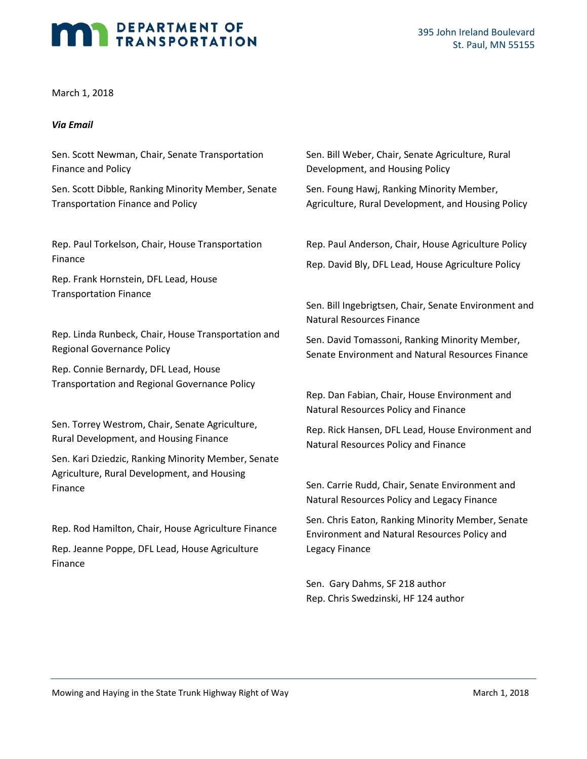**DEPARTMENT OF TRANSPORTATION**

395 John Ireland Boulevard
St. Paul, MN 55155

March 1, 2018

***Via Email***

Sen. Scott Newman, Chair, Senate Transportation Finance and Policy

Sen. Scott Dibble, Ranking Minority Member, Senate Transportation Finance and Policy

Rep. Paul Torkelson, Chair, House Transportation Finance

Rep. Frank Hornstein, DFL Lead, House Transportation Finance

Rep. Linda Runbeck, Chair, House Transportation and Regional Governance Policy

Rep. Connie Bernardy, DFL Lead, House Transportation and Regional Governance Policy

Sen. Torrey Westrom, Chair, Senate Agriculture, Rural Development, and Housing Finance

Sen. Kari Dziedzic, Ranking Minority Member, Senate Agriculture, Rural Development, and Housing Finance

Rep. Rod Hamilton, Chair, House Agriculture Finance

Rep. Jeanne Poppe, DFL Lead, House Agriculture Finance

Sen. Bill Weber, Chair, Senate Agriculture, Rural Development, and Housing Policy

Sen. Foung Hawj, Ranking Minority Member, Agriculture, Rural Development, and Housing Policy

Rep. Paul Anderson, Chair, House Agriculture Policy

Rep. David Bly, DFL Lead, House Agriculture Policy

Sen. Bill Ingebrigtsen, Chair, Senate Environment and Natural Resources Finance

Sen. David Tomassoni, Ranking Minority Member, Senate Environment and Natural Resources Finance

Rep. Dan Fabian, Chair, House Environment and Natural Resources Policy and Finance

Rep. Rick Hansen, DFL Lead, House Environment and Natural Resources Policy and Finance

Sen. Carrie Rudd, Chair, Senate Environment and Natural Resources Policy and Legacy Finance

Sen. Chris Eaton, Ranking Minority Member, Senate Environment and Natural Resources Policy and Legacy Finance

Sen. Gary Dahms, SF 218 author
Rep. Chris Swedzinski, HF 124 author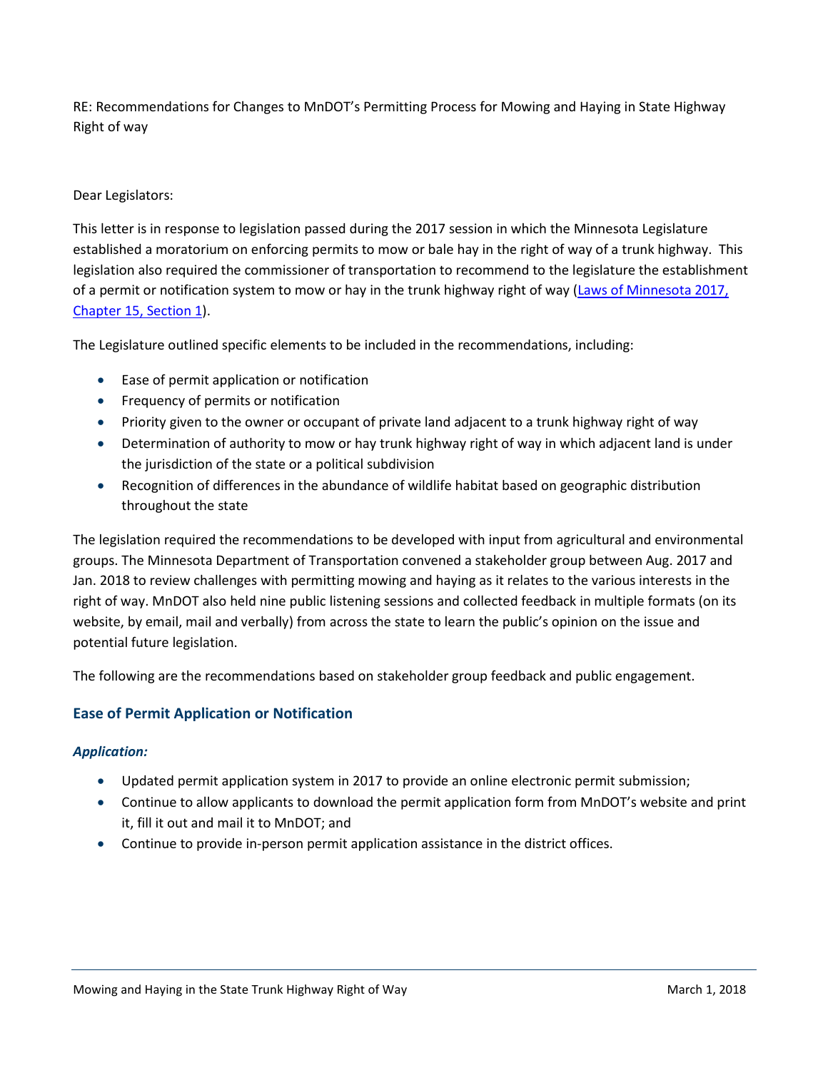RE: Recommendations for Changes to MnDOT's Permitting Process for Mowing and Haying in State Highway Right of way

Dear Legislators:

This letter is in response to legislation passed during the 2017 session in which the Minnesota Legislature established a moratorium on enforcing permits to mow or bale hay in the right of way of a trunk highway. This legislation also required the commissioner of transportation to recommend to the legislature the establishment of a permit or notification system to mow or hay in the trunk highway right of way ([Laws of Minnesota 2017, Chapter 15, Section 1]).

The Legislature outlined specific elements to be included in the recommendations, including:

- Ease of permit application or notification
- Frequency of permits or notification
- Priority given to the owner or occupant of private land adjacent to a trunk highway right of way
- Determination of authority to mow or hay trunk highway right of way in which adjacent land is under the jurisdiction of the state or a political subdivision
- Recognition of differences in the abundance of wildlife habitat based on geographic distribution throughout the state

The legislation required the recommendations to be developed with input from agricultural and environmental groups. The Minnesota Department of Transportation convened a stakeholder group between Aug. 2017 and Jan. 2018 to review challenges with permitting mowing and haying as it relates to the various interests in the right of way. MnDOT also held nine public listening sessions and collected feedback in multiple formats (on its website, by email, mail and verbally) from across the state to learn the public's opinion on the issue and potential future legislation.

The following are the recommendations based on stakeholder group feedback and public engagement.

## Ease of Permit Application or Notification

### *Application:*

- Updated permit application system in 2017 to provide an online electronic permit submission;
- Continue to allow applicants to download the permit application form from MnDOT's website and print it, fill it out and mail it to MnDOT; and
- Continue to provide in-person permit application assistance in the district offices.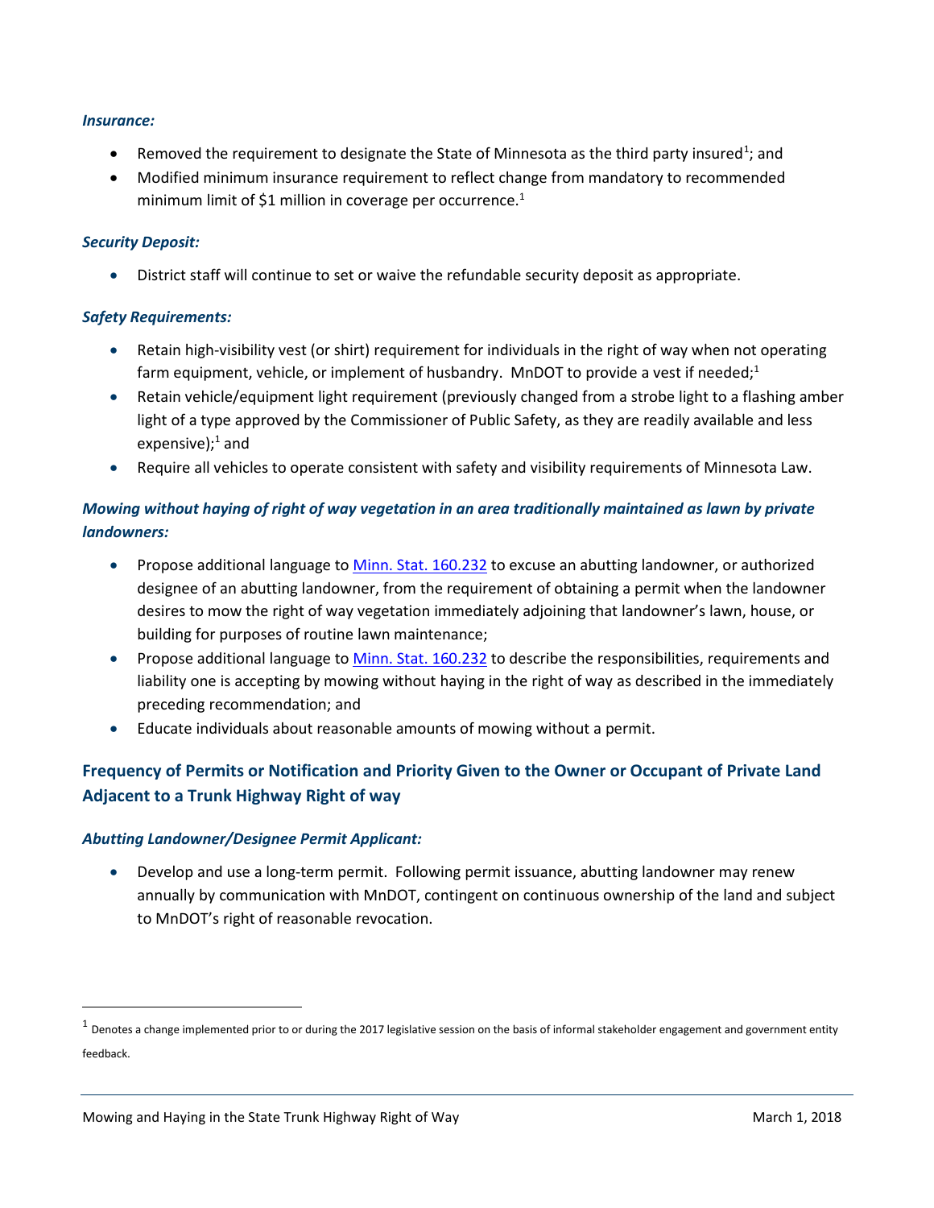***Insurance:***

- Removed the requirement to designate the State of Minnesota as the third party insured[1]; and
- Modified minimum insurance requirement to reflect change from mandatory to recommended minimum limit of $1 million in coverage per occurrence.[1]

***Security Deposit:***

- District staff will continue to set or waive the refundable security deposit as appropriate.

***Safety Requirements:***

- Retain high-visibility vest (or shirt) requirement for individuals in the right of way when not operating farm equipment, vehicle, or implement of husbandry. MnDOT to provide a vest if needed;[1]
- Retain vehicle/equipment light requirement (previously changed from a strobe light to a flashing amber light of a type approved by the Commissioner of Public Safety, as they are readily available and less expensive);[1] and
- Require all vehicles to operate consistent with safety and visibility requirements of Minnesota Law.

***Mowing without haying of right of way vegetation in an area traditionally maintained as lawn by private landowners:***

- Propose additional language to [Minn. Stat. 160.232](https://www.revisor.mn.gov/statutes/cite/160.232) to excuse an abutting landowner, or authorized designee of an abutting landowner, from the requirement of obtaining a permit when the landowner desires to mow the right of way vegetation immediately adjoining that landowner's lawn, house, or building for purposes of routine lawn maintenance;
- Propose additional language to [Minn. Stat. 160.232](https://www.revisor.mn.gov/statutes/cite/160.232) to describe the responsibilities, requirements and liability one is accepting by mowing without haying in the right of way as described in the immediately preceding recommendation; and
- Educate individuals about reasonable amounts of mowing without a permit.

## Frequency of Permits or Notification and Priority Given to the Owner or Occupant of Private Land Adjacent to a Trunk Highway Right of way

***Abutting Landowner/Designee Permit Applicant:***

- Develop and use a long-term permit. Following permit issuance, abutting landowner may renew annually by communication with MnDOT, contingent on continuous ownership of the land and subject to MnDOT's right of reasonable revocation.

[1] Denotes a change implemented prior to or during the 2017 legislative session on the basis of informal stakeholder engagement and government entity feedback.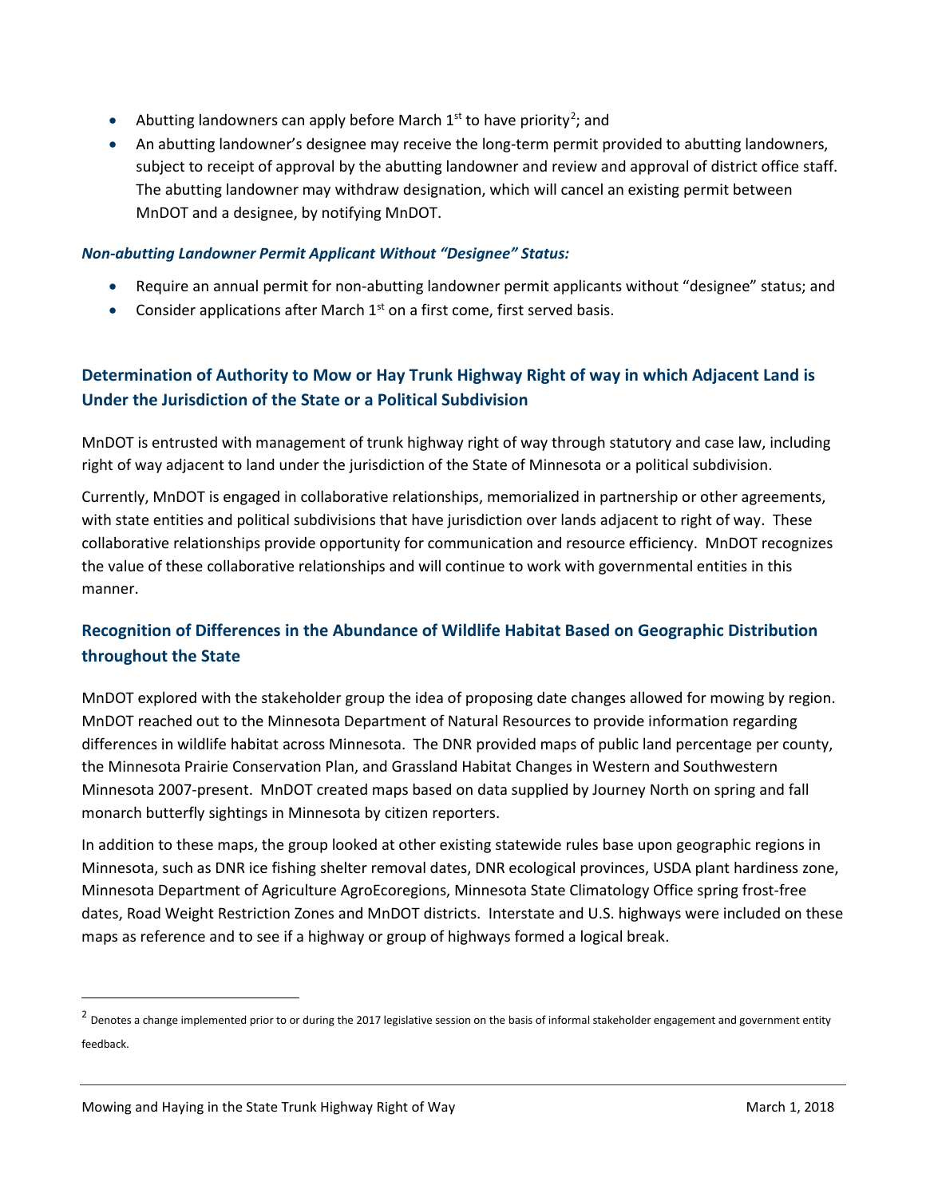- Abutting landowners can apply before March 1st to have priority[2]; and
- An abutting landowner's designee may receive the long-term permit provided to abutting landowners, subject to receipt of approval by the abutting landowner and review and approval of district office staff. The abutting landowner may withdraw designation, which will cancel an existing permit between MnDOT and a designee, by notifying MnDOT.

***Non-abutting Landowner Permit Applicant Without "Designee" Status:***

- Require an annual permit for non-abutting landowner permit applicants without "designee" status; and
- Consider applications after March 1st on a first come, first served basis.

## Determination of Authority to Mow or Hay Trunk Highway Right of way in which Adjacent Land is Under the Jurisdiction of the State or a Political Subdivision

MnDOT is entrusted with management of trunk highway right of way through statutory and case law, including right of way adjacent to land under the jurisdiction of the State of Minnesota or a political subdivision.

Currently, MnDOT is engaged in collaborative relationships, memorialized in partnership or other agreements, with state entities and political subdivisions that have jurisdiction over lands adjacent to right of way. These collaborative relationships provide opportunity for communication and resource efficiency. MnDOT recognizes the value of these collaborative relationships and will continue to work with governmental entities in this manner.

## Recognition of Differences in the Abundance of Wildlife Habitat Based on Geographic Distribution throughout the State

MnDOT explored with the stakeholder group the idea of proposing date changes allowed for mowing by region. MnDOT reached out to the Minnesota Department of Natural Resources to provide information regarding differences in wildlife habitat across Minnesota. The DNR provided maps of public land percentage per county, the Minnesota Prairie Conservation Plan, and Grassland Habitat Changes in Western and Southwestern Minnesota 2007-present. MnDOT created maps based on data supplied by Journey North on spring and fall monarch butterfly sightings in Minnesota by citizen reporters.

In addition to these maps, the group looked at other existing statewide rules base upon geographic regions in Minnesota, such as DNR ice fishing shelter removal dates, DNR ecological provinces, USDA plant hardiness zone, Minnesota Department of Agriculture AgroEcoregions, Minnesota State Climatology Office spring frost-free dates, Road Weight Restriction Zones and MnDOT districts. Interstate and U.S. highways were included on these maps as reference and to see if a highway or group of highways formed a logical break.

---

[2] Denotes a change implemented prior to or during the 2017 legislative session on the basis of informal stakeholder engagement and government entity feedback.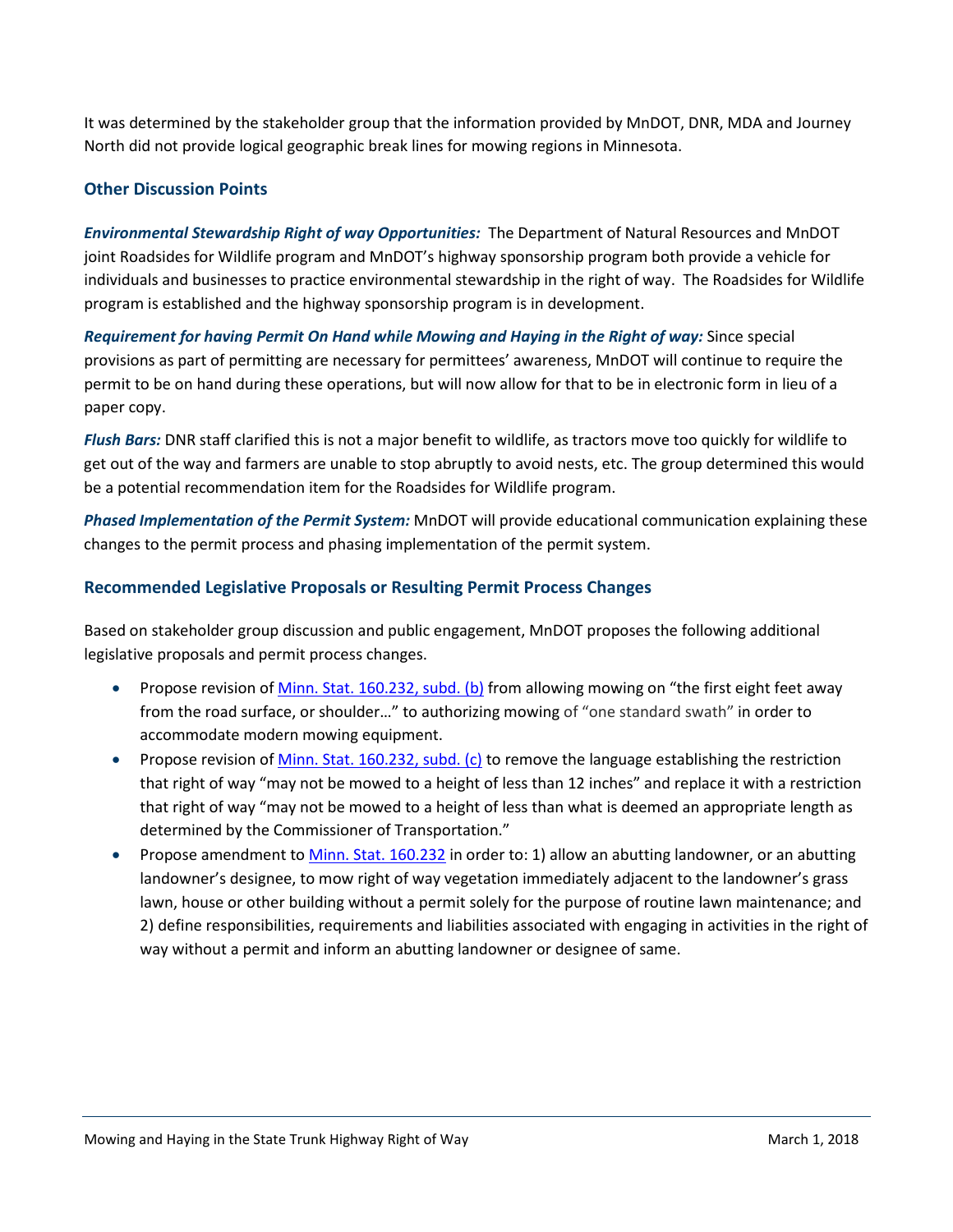It was determined by the stakeholder group that the information provided by MnDOT, DNR, MDA and Journey North did not provide logical geographic break lines for mowing regions in Minnesota.

## Other Discussion Points

***Environmental Stewardship Right of way Opportunities:*** The Department of Natural Resources and MnDOT joint Roadsides for Wildlife program and MnDOT's highway sponsorship program both provide a vehicle for individuals and businesses to practice environmental stewardship in the right of way. The Roadsides for Wildlife program is established and the highway sponsorship program is in development.

***Requirement for having Permit On Hand while Mowing and Haying in the Right of way:*** Since special provisions as part of permitting are necessary for permittees' awareness, MnDOT will continue to require the permit to be on hand during these operations, but will now allow for that to be in electronic form in lieu of a paper copy.

***Flush Bars:*** DNR staff clarified this is not a major benefit to wildlife, as tractors move too quickly for wildlife to get out of the way and farmers are unable to stop abruptly to avoid nests, etc. The group determined this would be a potential recommendation item for the Roadsides for Wildlife program.

***Phased Implementation of the Permit System:*** MnDOT will provide educational communication explaining these changes to the permit process and phasing implementation of the permit system.

## Recommended Legislative Proposals or Resulting Permit Process Changes

Based on stakeholder group discussion and public engagement, MnDOT proposes the following additional legislative proposals and permit process changes.

- Propose revision of Minn. Stat. 160.232, subd. (b) from allowing mowing on "the first eight feet away from the road surface, or shoulder…" to authorizing mowing of "one standard swath" in order to accommodate modern mowing equipment.
- Propose revision of Minn. Stat. 160.232, subd. (c) to remove the language establishing the restriction that right of way "may not be mowed to a height of less than 12 inches" and replace it with a restriction that right of way "may not be mowed to a height of less than what is deemed an appropriate length as determined by the Commissioner of Transportation."
- Propose amendment to Minn. Stat. 160.232 in order to: 1) allow an abutting landowner, or an abutting landowner's designee, to mow right of way vegetation immediately adjacent to the landowner's grass lawn, house or other building without a permit solely for the purpose of routine lawn maintenance; and 2) define responsibilities, requirements and liabilities associated with engaging in activities in the right of way without a permit and inform an abutting landowner or designee of same.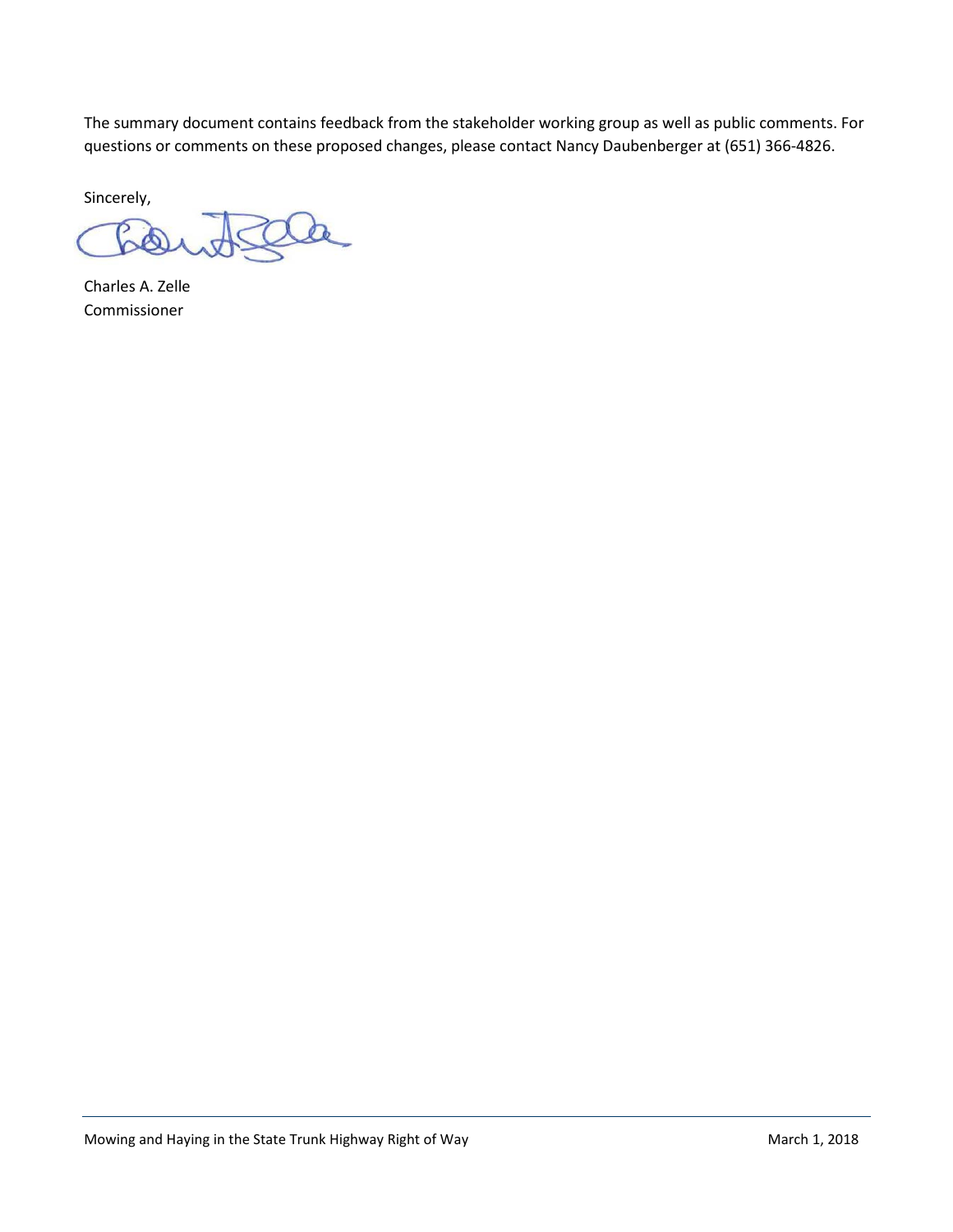The summary document contains feedback from the stakeholder working group as well as public comments. For questions or comments on these proposed changes, please contact Nancy Daubenberger at (651) 366-4826.

Sincerely,

Charles A. Zelle
Commissioner